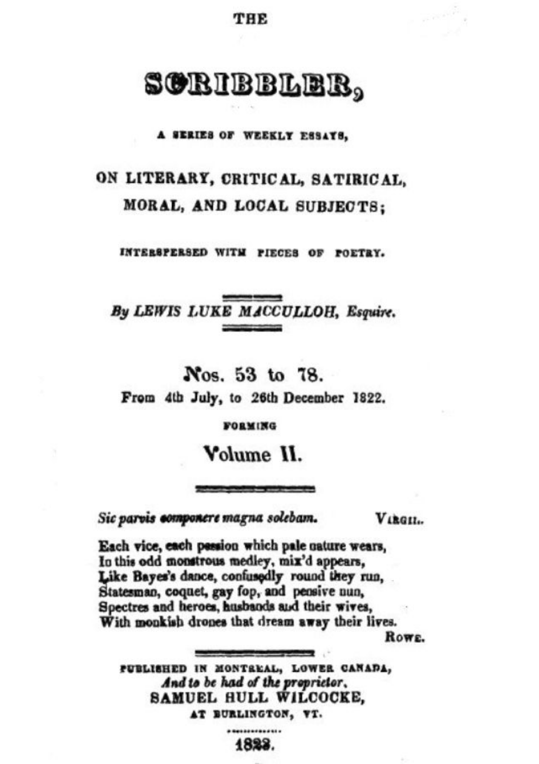THE

# SCRIBBLER,

A SERIES OF WEEKLY ESSAYS,

## ON LITERARY, CRITICAL, SATIRICAL, MORAL, AND LOCAL SUBJECTS;

INTERSPERSED WITH PIECES OF POETRY.

*By LEWIS LUKE MACCULLOH, Esquire.*

## Nos. 53 to 78.

From 4th July, to 26th December 1822.

FORMING

## Volume II.

*Sic parvis componere magna solebam.* VIRGIL.

Each vice, each passion which pale nature wears,
In this odd monstrous medley, mix'd appears,
Like Bayes's dance, confusedly round they run,
Statesman, coquet, gay fop, and pensive nun,
Spectres and heroes, husbands and their wives,
With monkish drones that dream away their lives.

ROWE.

PUBLISHED IN MONTREAL, LOWER CANADA,
*And to be had of the proprietor,*
SAMUEL HULL WILCOCKE,
AT BURLINGTON, VT.

1823.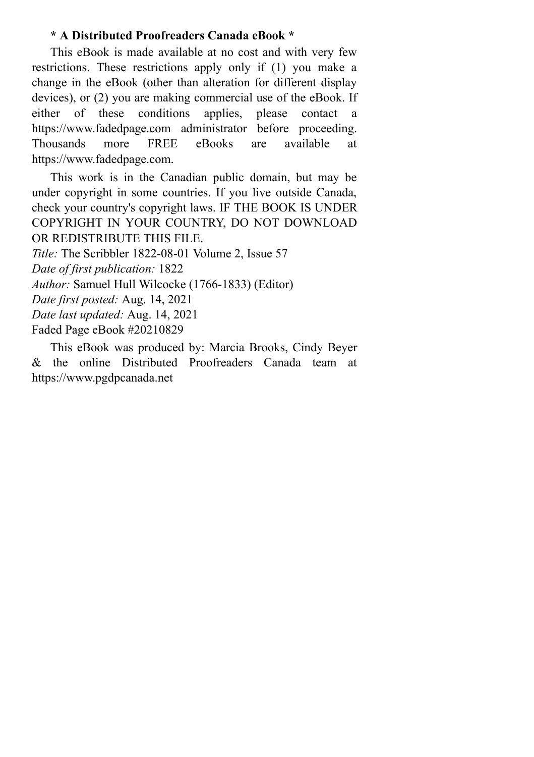**\* A Distributed Proofreaders Canada eBook \***

This eBook is made available at no cost and with very few restrictions. These restrictions apply only if (1) you make a change in the eBook (other than alteration for different display devices), or (2) you are making commercial use of the eBook. If either of these conditions applies, please contact a https://www.fadedpage.com administrator before proceeding. Thousands more FREE eBooks are available at https://www.fadedpage.com.

This work is in the Canadian public domain, but may be under copyright in some countries. If you live outside Canada, check your country's copyright laws. IF THE BOOK IS UNDER COPYRIGHT IN YOUR COUNTRY, DO NOT DOWNLOAD OR REDISTRIBUTE THIS FILE.

*Title:* The Scribbler 1822-08-01 Volume 2, Issue 57
*Date of first publication:* 1822
*Author:* Samuel Hull Wilcocke (1766-1833) (Editor)
*Date first posted:* Aug. 14, 2021
*Date last updated:* Aug. 14, 2021
Faded Page eBook #20210829

This eBook was produced by: Marcia Brooks, Cindy Beyer & the online Distributed Proofreaders Canada team at https://www.pgdpcanada.net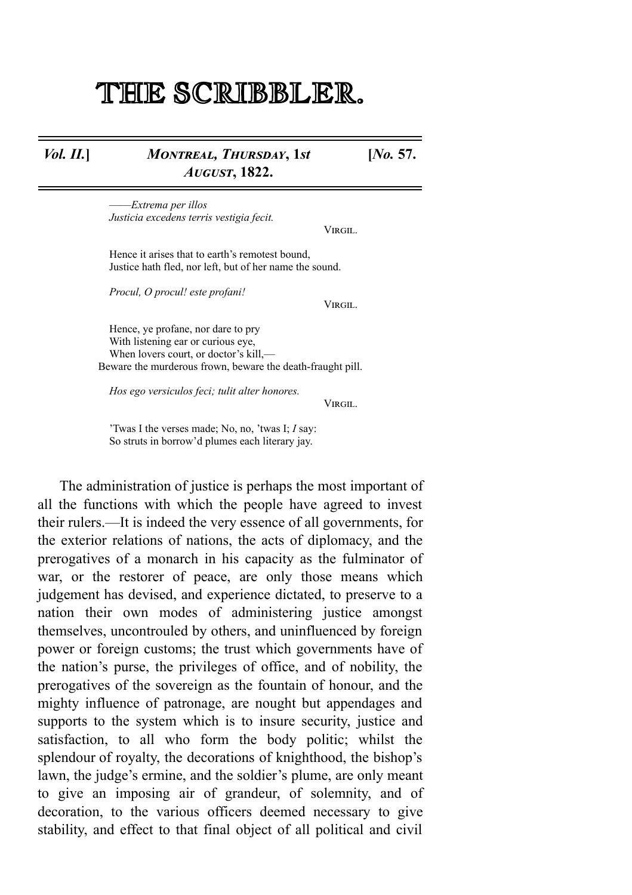# THE SCRIBBLER.

*Vol. II.*] *Montreal, Thursday*, 1*st August*, 1822. [*No.* 57.

——*Extrema per illos*
*Justicia excedens terris vestigia fecit.*

Virgil.

Hence it arises that to earth's remotest bound,
Justice hath fled, nor left, but of her name the sound.

*Procul, O procul! este profani!*

Virgil.

Hence, ye profane, nor dare to pry
With listening ear or curious eye,
When lovers court, or doctor's kill,—
Beware the murderous frown, beware the death-fraught pill.

*Hos ego versiculos feci; tulit alter honores.*

Virgil.

'Twas I the verses made; No, no, 'twas I; *I* say:
So struts in borrow'd plumes each literary jay.

The administration of justice is perhaps the most important of all the functions with which the people have agreed to invest their rulers.—It is indeed the very essence of all governments, for the exterior relations of nations, the acts of diplomacy, and the prerogatives of a monarch in his capacity as the fulminator of war, or the restorer of peace, are only those means which judgement has devised, and experience dictated, to preserve to a nation their own modes of administering justice amongst themselves, uncontrouled by others, and uninfluenced by foreign power or foreign customs; the trust which governments have of the nation's purse, the privileges of office, and of nobility, the prerogatives of the sovereign as the fountain of honour, and the mighty influence of patronage, are nought but appendages and supports to the system which is to insure security, justice and satisfaction, to all who form the body politic; whilst the splendour of royalty, the decorations of knighthood, the bishop's lawn, the judge's ermine, and the soldier's plume, are only meant to give an imposing air of grandeur, of solemnity, and of decoration, to the various officers deemed necessary to give stability, and effect to that final object of all political and civil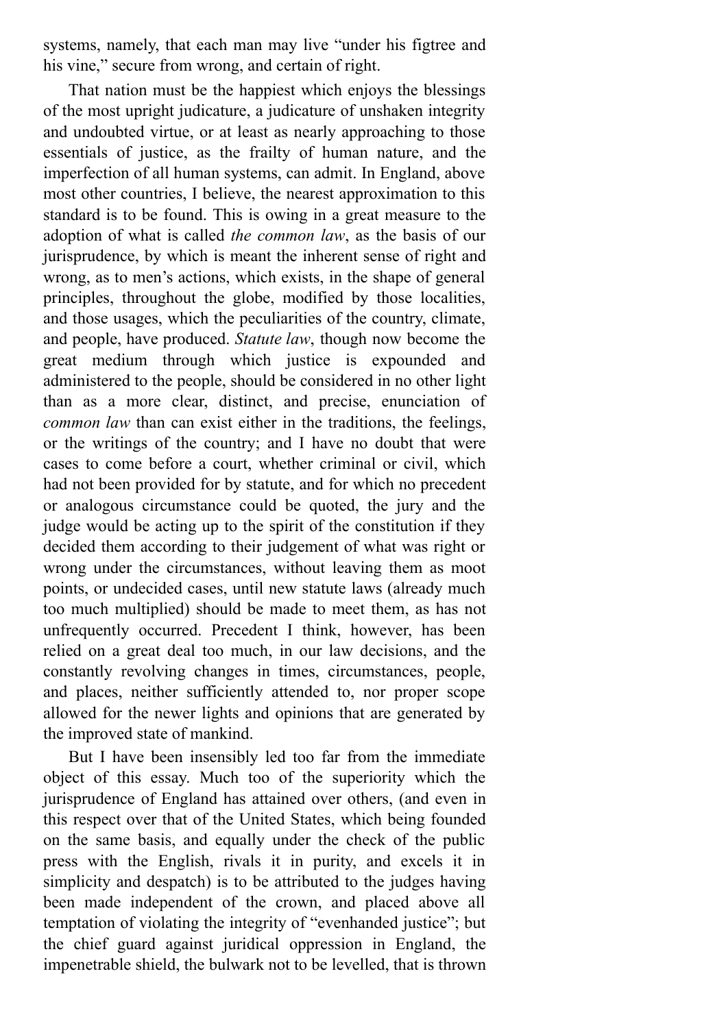systems, namely, that each man may live "under his figtree and his vine," secure from wrong, and certain of right.

That nation must be the happiest which enjoys the blessings of the most upright judicature, a judicature of unshaken integrity and undoubted virtue, or at least as nearly approaching to those essentials of justice, as the frailty of human nature, and the imperfection of all human systems, can admit. In England, above most other countries, I believe, the nearest approximation to this standard is to be found. This is owing in a great measure to the adoption of what is called *the common law*, as the basis of our jurisprudence, by which is meant the inherent sense of right and wrong, as to men's actions, which exists, in the shape of general principles, throughout the globe, modified by those localities, and those usages, which the peculiarities of the country, climate, and people, have produced. *Statute law*, though now become the great medium through which justice is expounded and administered to the people, should be considered in no other light than as a more clear, distinct, and precise, enunciation of *common law* than can exist either in the traditions, the feelings, or the writings of the country; and I have no doubt that were cases to come before a court, whether criminal or civil, which had not been provided for by statute, and for which no precedent or analogous circumstance could be quoted, the jury and the judge would be acting up to the spirit of the constitution if they decided them according to their judgement of what was right or wrong under the circumstances, without leaving them as moot points, or undecided cases, until new statute laws (already much too much multiplied) should be made to meet them, as has not unfrequently occurred. Precedent I think, however, has been relied on a great deal too much, in our law decisions, and the constantly revolving changes in times, circumstances, people, and places, neither sufficiently attended to, nor proper scope allowed for the newer lights and opinions that are generated by the improved state of mankind.

But I have been insensibly led too far from the immediate object of this essay. Much too of the superiority which the jurisprudence of England has attained over others, (and even in this respect over that of the United States, which being founded on the same basis, and equally under the check of the public press with the English, rivals it in purity, and excels it in simplicity and despatch) is to be attributed to the judges having been made independent of the crown, and placed above all temptation of violating the integrity of "evenhanded justice"; but the chief guard against juridical oppression in England, the impenetrable shield, the bulwark not to be levelled, that is thrown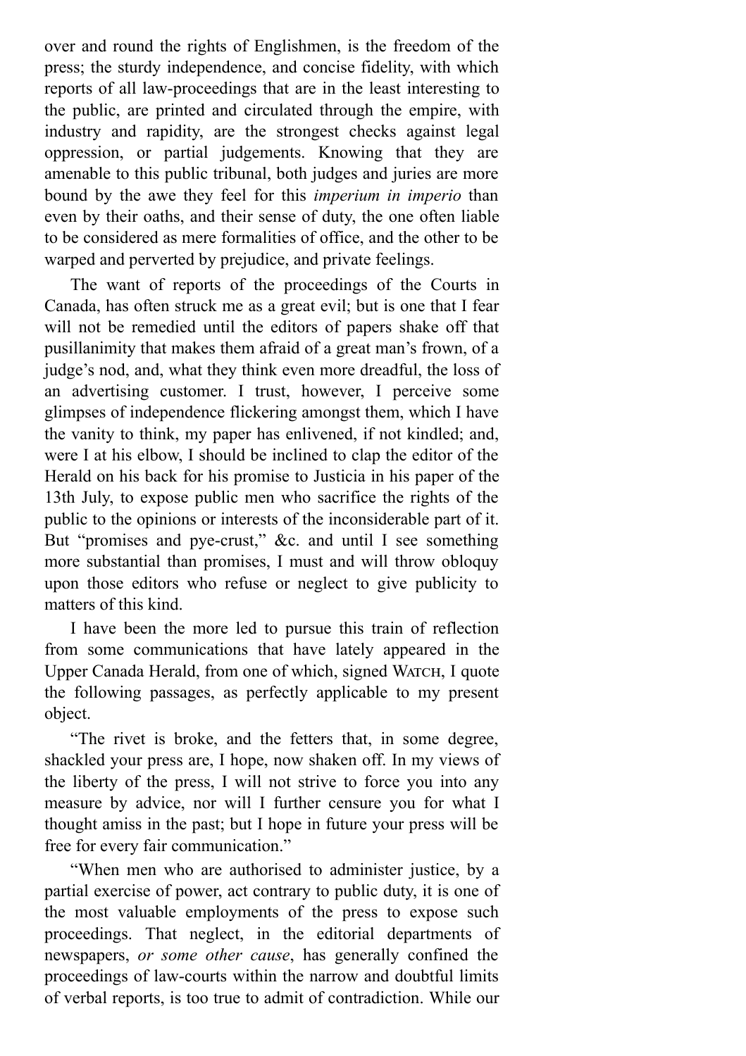over and round the rights of Englishmen, is the freedom of the press; the sturdy independence, and concise fidelity, with which reports of all law-proceedings that are in the least interesting to the public, are printed and circulated through the empire, with industry and rapidity, are the strongest checks against legal oppression, or partial judgements. Knowing that they are amenable to this public tribunal, both judges and juries are more bound by the awe they feel for this *imperium in imperio* than even by their oaths, and their sense of duty, the one often liable to be considered as mere formalities of office, and the other to be warped and perverted by prejudice, and private feelings.

The want of reports of the proceedings of the Courts in Canada, has often struck me as a great evil; but is one that I fear will not be remedied until the editors of papers shake off that pusillanimity that makes them afraid of a great man's frown, of a judge's nod, and, what they think even more dreadful, the loss of an advertising customer. I trust, however, I perceive some glimpses of independence flickering amongst them, which I have the vanity to think, my paper has enlivened, if not kindled; and, were I at his elbow, I should be inclined to clap the editor of the Herald on his back for his promise to Justicia in his paper of the 13th July, to expose public men who sacrifice the rights of the public to the opinions or interests of the inconsiderable part of it. But "promises and pye-crust," &c. and until I see something more substantial than promises, I must and will throw obloquy upon those editors who refuse or neglect to give publicity to matters of this kind.

I have been the more led to pursue this train of reflection from some communications that have lately appeared in the Upper Canada Herald, from one of which, signed Watch, I quote the following passages, as perfectly applicable to my present object.

"The rivet is broke, and the fetters that, in some degree, shackled your press are, I hope, now shaken off. In my views of the liberty of the press, I will not strive to force you into any measure by advice, nor will I further censure you for what I thought amiss in the past; but I hope in future your press will be free for every fair communication."

"When men who are authorised to administer justice, by a partial exercise of power, act contrary to public duty, it is one of the most valuable employments of the press to expose such proceedings. That neglect, in the editorial departments of newspapers, *or some other cause*, has generally confined the proceedings of law-courts within the narrow and doubtful limits of verbal reports, is too true to admit of contradiction. While our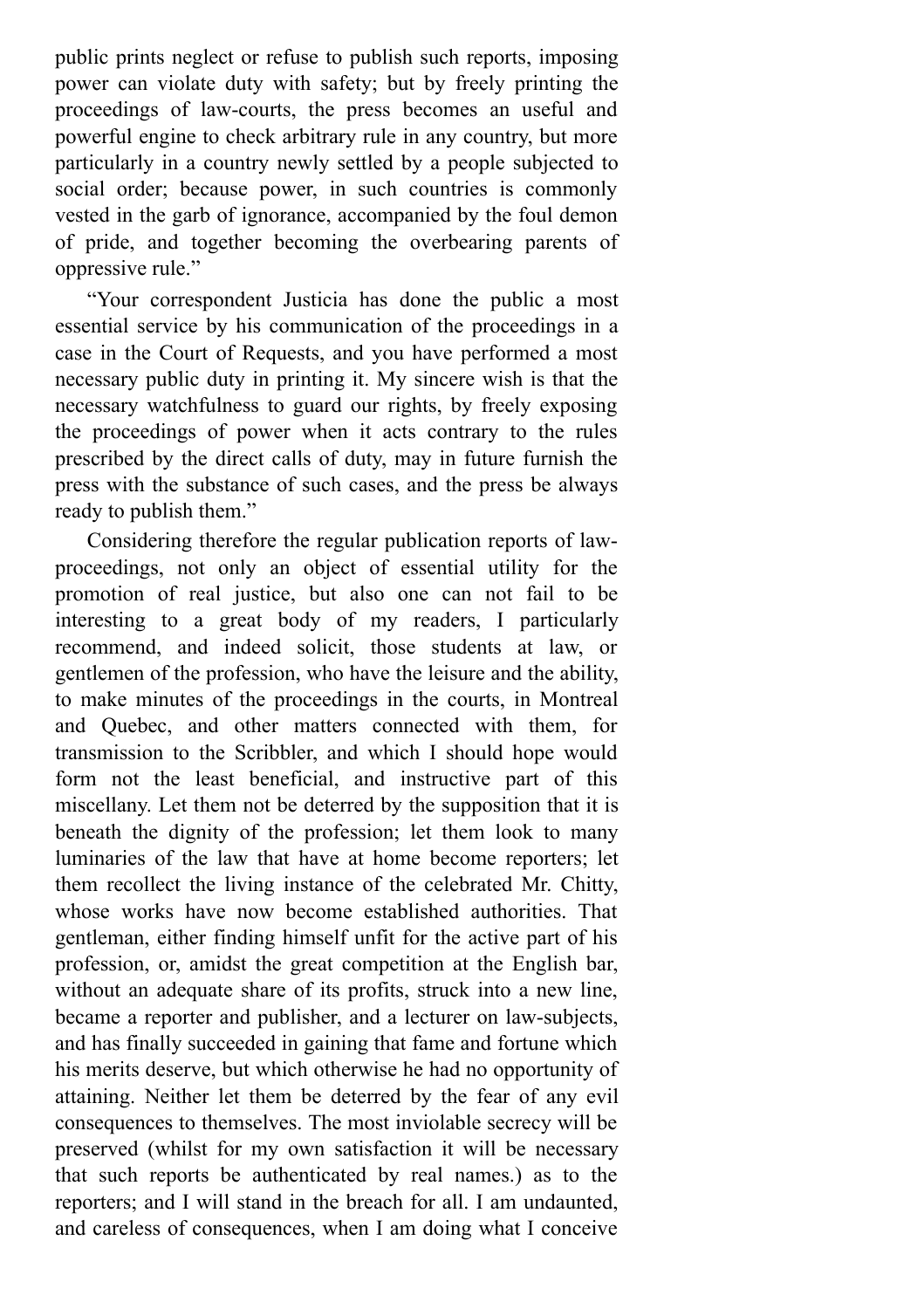public prints neglect or refuse to publish such reports, imposing power can violate duty with safety; but by freely printing the proceedings of law-courts, the press becomes an useful and powerful engine to check arbitrary rule in any country, but more particularly in a country newly settled by a people subjected to social order; because power, in such countries is commonly vested in the garb of ignorance, accompanied by the foul demon of pride, and together becoming the overbearing parents of oppressive rule."

"Your correspondent Justicia has done the public a most essential service by his communication of the proceedings in a case in the Court of Requests, and you have performed a most necessary public duty in printing it. My sincere wish is that the necessary watchfulness to guard our rights, by freely exposing the proceedings of power when it acts contrary to the rules prescribed by the direct calls of duty, may in future furnish the press with the substance of such cases, and the press be always ready to publish them."

Considering therefore the regular publication reports of law-proceedings, not only an object of essential utility for the promotion of real justice, but also one can not fail to be interesting to a great body of my readers, I particularly recommend, and indeed solicit, those students at law, or gentlemen of the profession, who have the leisure and the ability, to make minutes of the proceedings in the courts, in Montreal and Quebec, and other matters connected with them, for transmission to the Scribbler, and which I should hope would form not the least beneficial, and instructive part of this miscellany. Let them not be deterred by the supposition that it is beneath the dignity of the profession; let them look to many luminaries of the law that have at home become reporters; let them recollect the living instance of the celebrated Mr. Chitty, whose works have now become established authorities. That gentleman, either finding himself unfit for the active part of his profession, or, amidst the great competition at the English bar, without an adequate share of its profits, struck into a new line, became a reporter and publisher, and a lecturer on law-subjects, and has finally succeeded in gaining that fame and fortune which his merits deserve, but which otherwise he had no opportunity of attaining. Neither let them be deterred by the fear of any evil consequences to themselves. The most inviolable secrecy will be preserved (whilst for my own satisfaction it will be necessary that such reports be authenticated by real names.) as to the reporters; and I will stand in the breach for all. I am undaunted, and careless of consequences, when I am doing what I conceive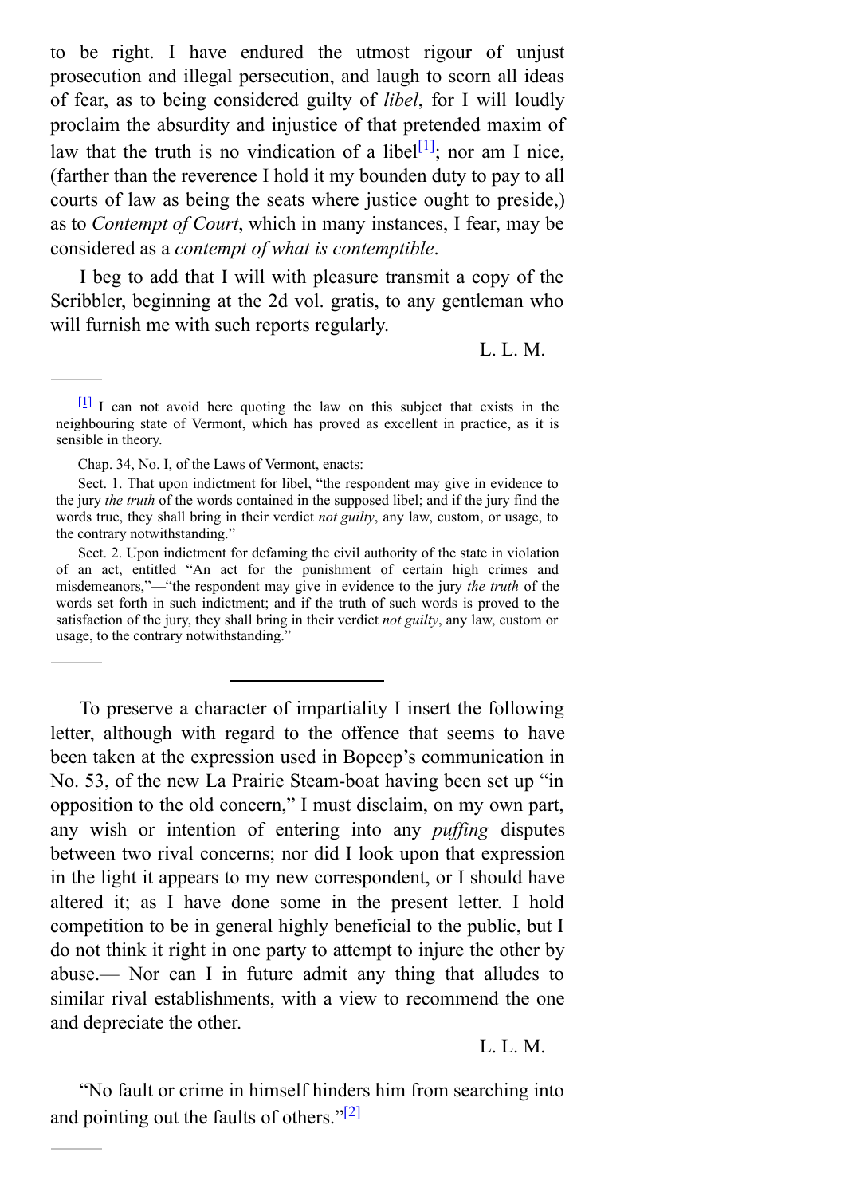to be right. I have endured the utmost rigour of unjust prosecution and illegal persecution, and laugh to scorn all ideas of fear, as to being considered guilty of *libel*, for I will loudly proclaim the absurdity and injustice of that pretended maxim of law that the truth is no vindication of a libel[1]; nor am I nice, (farther than the reverence I hold it my bounden duty to pay to all courts of law as being the seats where justice ought to preside,) as to *Contempt of Court*, which in many instances, I fear, may be considered as a *contempt of what is contemptible*.

I beg to add that I will with pleasure transmit a copy of the Scribbler, beginning at the 2d vol. gratis, to any gentleman who will furnish me with such reports regularly.

L. L. M.

---

[1] I can not avoid here quoting the law on this subject that exists in the neighbouring state of Vermont, which has proved as excellent in practice, as it is sensible in theory.

Chap. 34, No. I, of the Laws of Vermont, enacts:

Sect. 1. That upon indictment for libel, "the respondent may give in evidence to the jury *the truth* of the words contained in the supposed libel; and if the jury find the words true, they shall bring in their verdict *not guilty*, any law, custom, or usage, to the contrary notwithstanding."

Sect. 2. Upon indictment for defaming the civil authority of the state in violation of an act, entitled "An act for the punishment of certain high crimes and misdemeanors,"—"the respondent may give in evidence to the jury *the truth* of the words set forth in such indictment; and if the truth of such words is proved to the satisfaction of the jury, they shall bring in their verdict *not guilty*, any law, custom or usage, to the contrary notwithstanding."

---

To preserve a character of impartiality I insert the following letter, although with regard to the offence that seems to have been taken at the expression used in Bopeep's communication in No. 53, of the new La Prairie Steam-boat having been set up "in opposition to the old concern," I must disclaim, on my own part, any wish or intention of entering into any *puffing* disputes between two rival concerns; nor did I look upon that expression in the light it appears to my new correspondent, or I should have altered it; as I have done some in the present letter. I hold competition to be in general highly beneficial to the public, but I do not think it right in one party to attempt to injure the other by abuse.— Nor can I in future admit any thing that alludes to similar rival establishments, with a view to recommend the one and depreciate the other.

L. L. M.

"No fault or crime in himself hinders him from searching into and pointing out the faults of others."[2]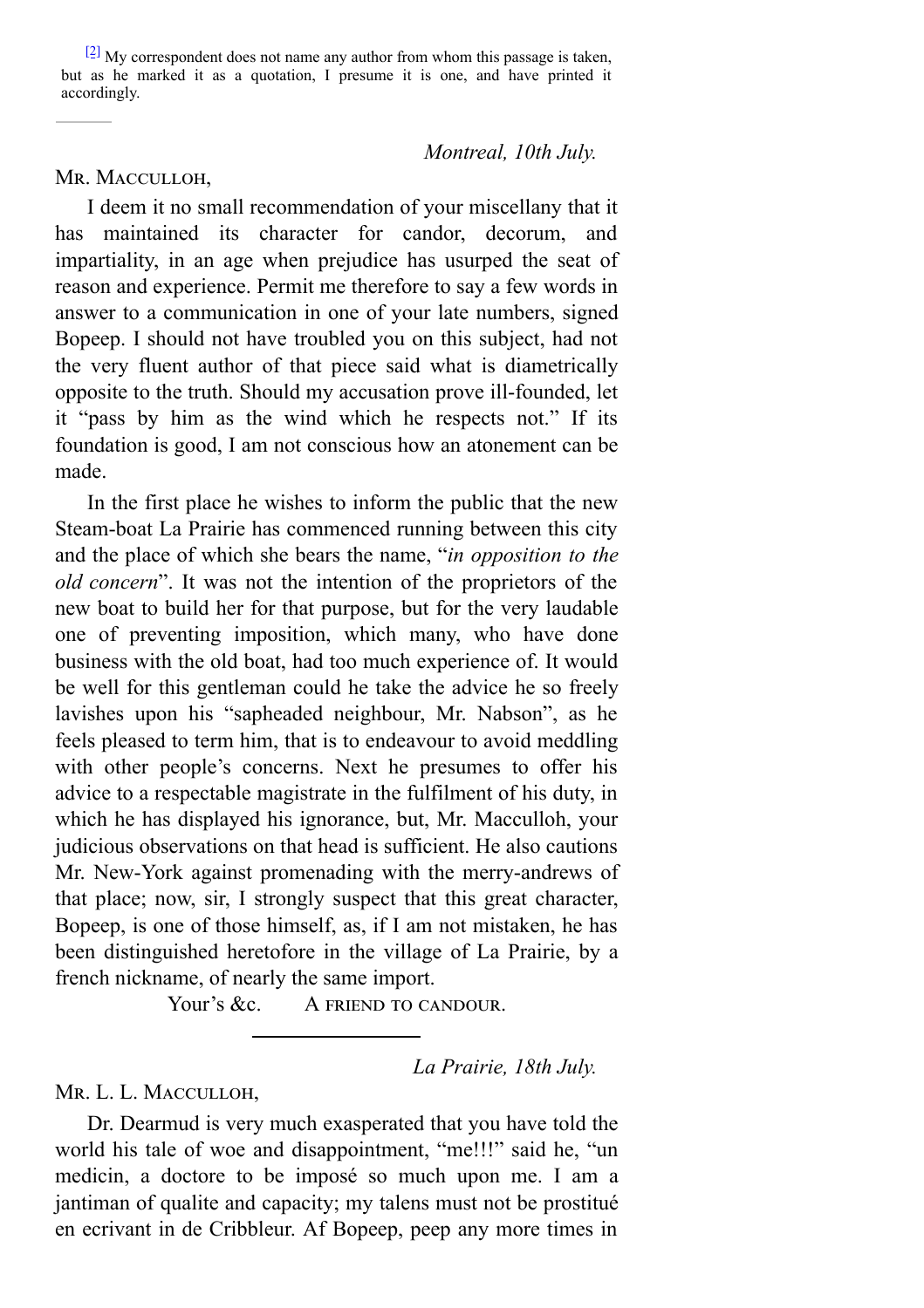[2] My correspondent does not name any author from whom this passage is taken, but as he marked it as a quotation, I presume it is one, and have printed it accordingly.

---

*Montreal, 10th July.*

Mr. Macculloh,

I deem it no small recommendation of your miscellany that it has maintained its character for candor, decorum, and impartiality, in an age when prejudice has usurped the seat of reason and experience. Permit me therefore to say a few words in answer to a communication in one of your late numbers, signed Bopeep. I should not have troubled you on this subject, had not the very fluent author of that piece said what is diametrically opposite to the truth. Should my accusation prove ill-founded, let it "pass by him as the wind which he respects not." If its foundation is good, I am not conscious how an atonement can be made.

In the first place he wishes to inform the public that the new Steam-boat La Prairie has commenced running between this city and the place of which she bears the name, "*in opposition to the old concern*". It was not the intention of the proprietors of the new boat to build her for that purpose, but for the very laudable one of preventing imposition, which many, who have done business with the old boat, had too much experience of. It would be well for this gentleman could he take the advice he so freely lavishes upon his "sapheaded neighbour, Mr. Nabson", as he feels pleased to term him, that is to endeavour to avoid meddling with other people's concerns. Next he presumes to offer his advice to a respectable magistrate in the fulfilment of his duty, in which he has displayed his ignorance, but, Mr. Macculloh, your judicious observations on that head is sufficient. He also cautions Mr. New-York against promenading with the merry-andrews of that place; now, sir, I strongly suspect that this great character, Bopeep, is one of those himself, as, if I am not mistaken, he has been distinguished heretofore in the village of La Prairie, by a french nickname, of nearly the same import.

Your's &c. A friend to candour.

---

*La Prairie, 18th July.*

Mr. L. L. Macculloh,

Dr. Dearmud is very much exasperated that you have told the world his tale of woe and disappointment, "me!!!" said he, "un medicin, a doctore to be imposé so much upon me. I am a jantiman of qualite and capacity; my talens must not be prostitué en ecrivant in de Cribbleur. Af Bopeep, peep any more times in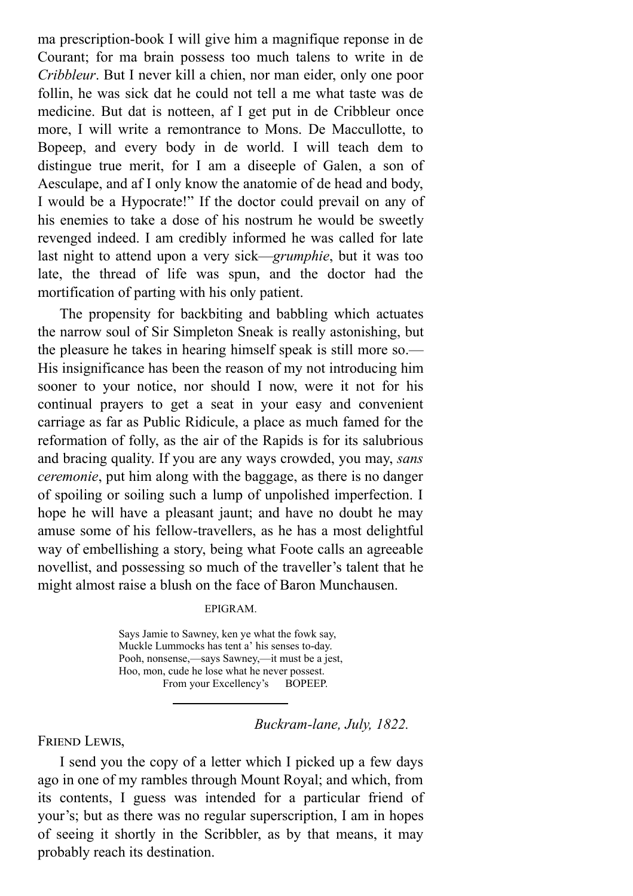ma prescription-book I will give him a magnifique reponse in de Courant; for ma brain possess too much talens to write in de *Cribbleur*. But I never kill a chien, nor man eider, only one poor follin, he was sick dat he could not tell a me what taste was de medicine. But dat is notteen, af I get put in de Cribbleur once more, I will write a remontrance to Mons. De Maccullotte, to Bopeep, and every body in de world. I will teach dem to distingue true merit, for I am a diseeple of Galen, a son of Aesculape, and af I only know the anatomie of de head and body, I would be a Hypocrate!" If the doctor could prevail on any of his enemies to take a dose of his nostrum he would be sweetly revenged indeed. I am credibly informed he was called for late last night to attend upon a very sick—*grumphie*, but it was too late, the thread of life was spun, and the doctor had the mortification of parting with his only patient.

The propensity for backbiting and babbling which actuates the narrow soul of Sir Simpleton Sneak is really astonishing, but the pleasure he takes in hearing himself speak is still more so.—His insignificance has been the reason of my not introducing him sooner to your notice, nor should I now, were it not for his continual prayers to get a seat in your easy and convenient carriage as far as Public Ridicule, a place as much famed for the reformation of folly, as the air of the Rapids is for its salubrious and bracing quality. If you are any ways crowded, you may, *sans ceremonie*, put him along with the baggage, as there is no danger of spoiling or soiling such a lump of unpolished imperfection. I hope he will have a pleasant jaunt; and have no doubt he may amuse some of his fellow-travellers, as he has a most delightful way of embellishing a story, being what Foote calls an agreeable novellist, and possessing so much of the traveller's talent that he might almost raise a blush on the face of Baron Munchausen.

EPIGRAM.

Says Jamie to Sawney, ken ye what the fowk say,
Muckle Lummocks has tent a' his senses to-day.
Pooh, nonsense,—says Sawney,—it must be a jest,
Hoo, mon, cude he lose what he never possest.

From your Excellency's BOPEEP.

---

*Buckram-lane, July, 1822.*

FRIEND LEWIS,

I send you the copy of a letter which I picked up a few days ago in one of my rambles through Mount Royal; and which, from its contents, I guess was intended for a particular friend of your's; but as there was no regular superscription, I am in hopes of seeing it shortly in the Scribbler, as by that means, it may probably reach its destination.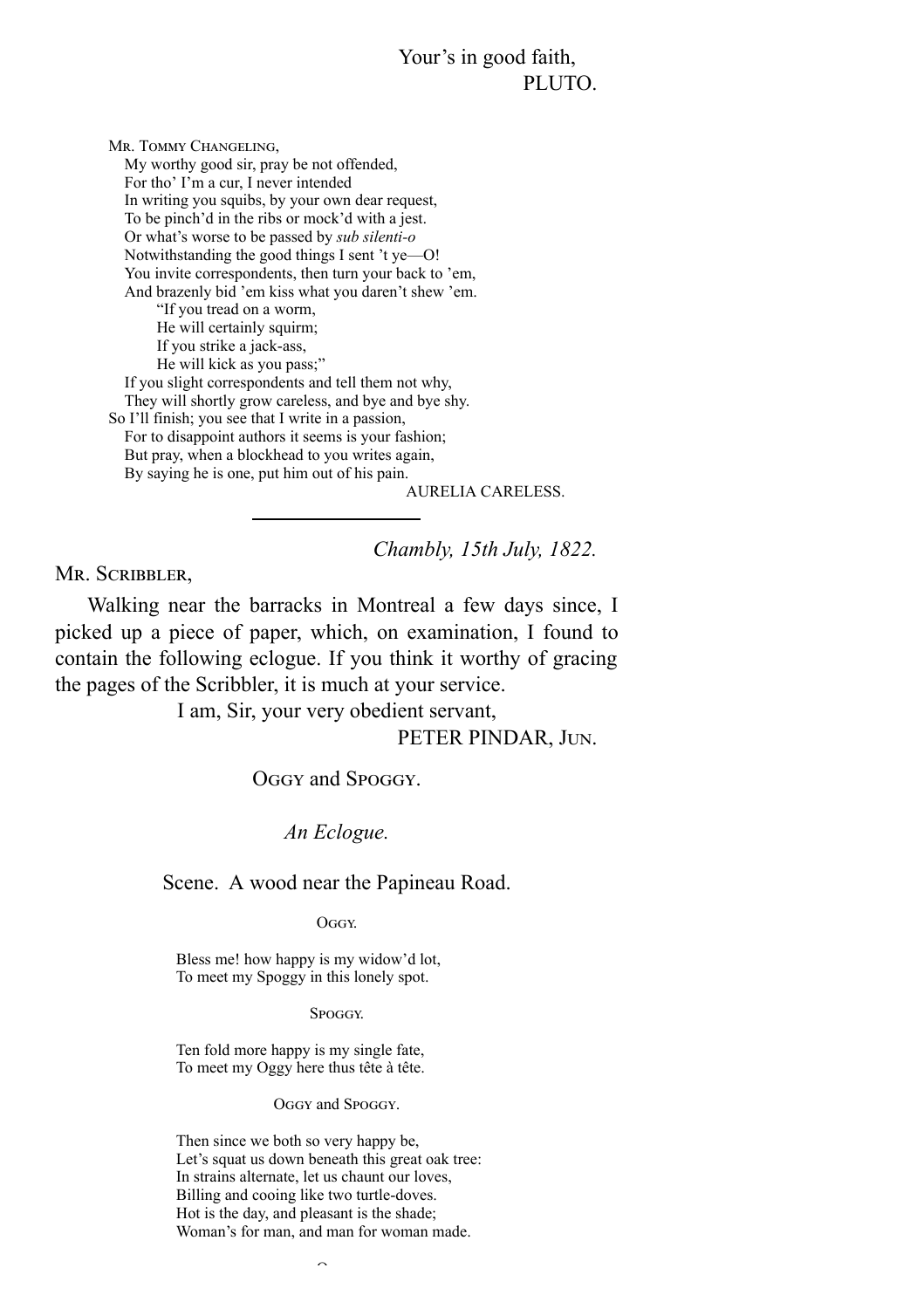Your's in good faith,
PLUTO.

MR. TOMMY CHANGELING,
My worthy good sir, pray be not offended,
For tho' I'm a cur, I never intended
In writing you squibs, by your own dear request,
To be pinch'd in the ribs or mock'd with a jest.
Or what's worse to be passed by *sub silenti-o*
Notwithstanding the good things I sent 't ye—O!
You invite correspondents, then turn your back to 'em,
And brazenly bid 'em kiss what you daren't shew 'em.
"If you tread on a worm,
He will certainly squirm;
If you strike a jack-ass,
He will kick as you pass;"
If you slight correspondents and tell them not why,
They will shortly grow careless, and bye and bye shy.
So I'll finish; you see that I write in a passion,
For to disappoint authors it seems is your fashion;
But pray, when a blockhead to you writes again,
By saying he is one, put him out of his pain.

AURELIA CARELESS.

---

*Chambly, 15th July, 1822.*

MR. SCRIBBLER,

Walking near the barracks in Montreal a few days since, I picked up a piece of paper, which, on examination, I found to contain the following eclogue. If you think it worthy of gracing the pages of the Scribbler, it is much at your service.

I am, Sir, your very obedient servant,

PETER PINDAR, JUN.

OGGY and SPOGGY.

*An Eclogue.*

Scene. A wood near the Papineau Road.

OGGY.

Bless me! how happy is my widow'd lot,
To meet my Spoggy in this lonely spot.

SPOGGY.

Ten fold more happy is my single fate,
To meet my Oggy here thus tête à tête.

OGGY and SPOGGY.

Then since we both so very happy be,
Let's squat us down beneath this great oak tree:
In strains alternate, let us chaunt our loves,
Billing and cooing like two turtle-doves.
Hot is the day, and pleasant is the shade;
Woman's for man, and man for woman made.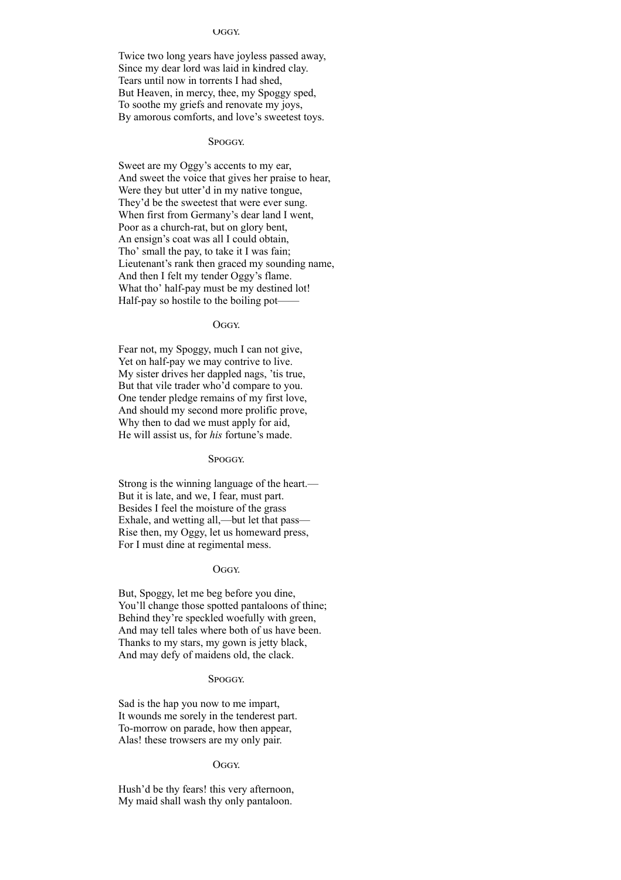Oggy.

Twice two long years have joyless passed away,
Since my dear lord was laid in kindred clay.
Tears until now in torrents I had shed,
But Heaven, in mercy, thee, my Spoggy sped,
To soothe my griefs and renovate my joys,
By amorous comforts, and love's sweetest toys.

Spoggy.

Sweet are my Oggy's accents to my ear,
And sweet the voice that gives her praise to hear,
Were they but utter'd in my native tongue,
They'd be the sweetest that were ever sung.
When first from Germany's dear land I went,
Poor as a church-rat, but on glory bent,
An ensign's coat was all I could obtain,
Tho' small the pay, to take it I was fain;
Lieutenant's rank then graced my sounding name,
And then I felt my tender Oggy's flame.
What tho' half-pay must be my destined lot!
Half-pay so hostile to the boiling pot——

Oggy.

Fear not, my Spoggy, much I can not give,
Yet on half-pay we may contrive to live.
My sister drives her dappled nags, 'tis true,
But that vile trader who'd compare to you.
One tender pledge remains of my first love,
And should my second more prolific prove,
Why then to dad we must apply for aid,
He will assist us, for *his* fortune's made.

Spoggy.

Strong is the winning language of the heart.—
But it is late, and we, I fear, must part.
Besides I feel the moisture of the grass
Exhale, and wetting all,—but let that pass—
Rise then, my Oggy, let us homeward press,
For I must dine at regimental mess.

Oggy.

But, Spoggy, let me beg before you dine,
You'll change those spotted pantaloons of thine;
Behind they're speckled woefully with green,
And may tell tales where both of us have been.
Thanks to my stars, my gown is jetty black,
And may defy of maidens old, the clack.

Spoggy.

Sad is the hap you now to me impart,
It wounds me sorely in the tenderest part.
To-morrow on parade, how then appear,
Alas! these trowsers are my only pair.

Oggy.

Hush'd be thy fears! this very afternoon,
My maid shall wash thy only pantaloon.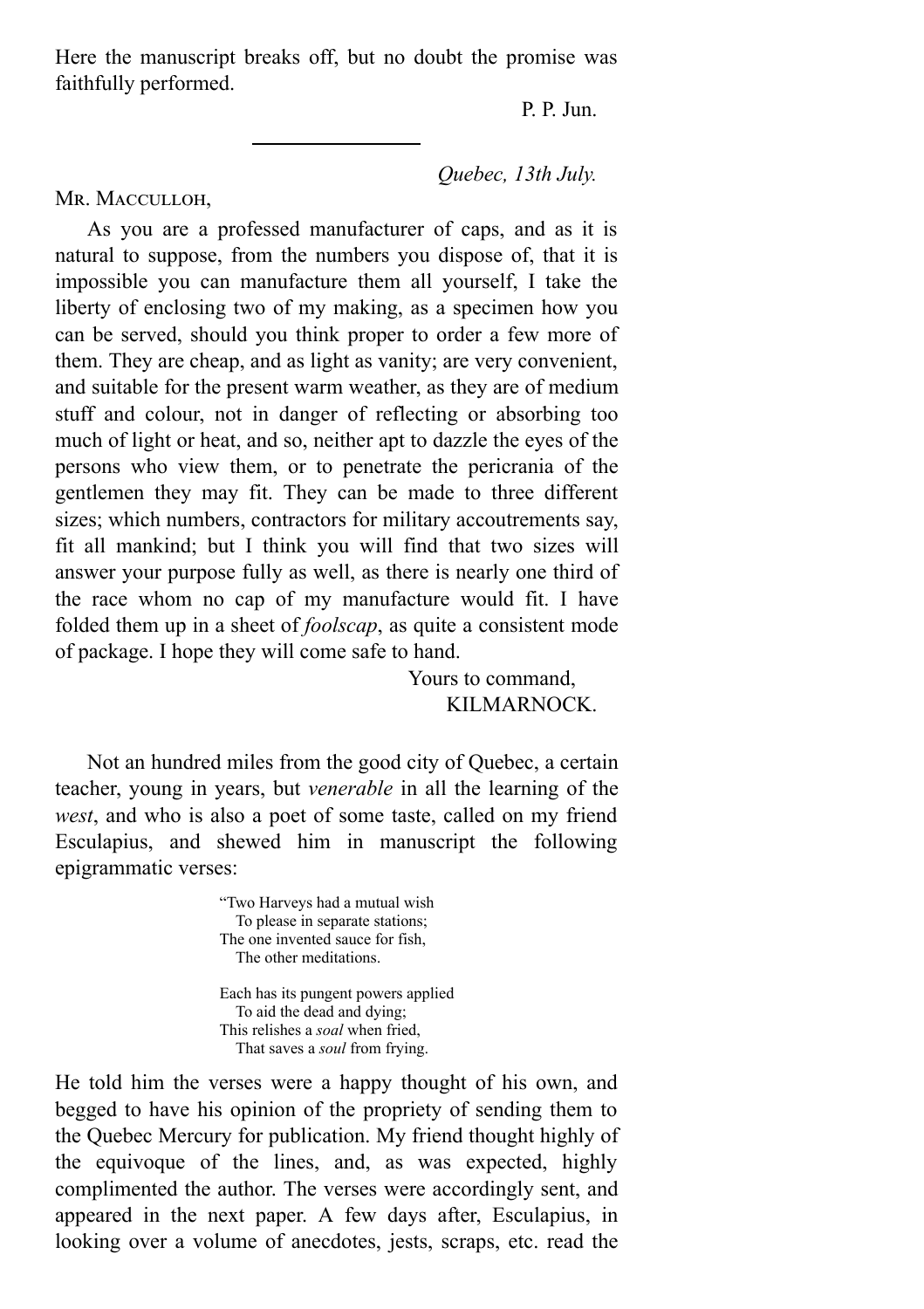Here the manuscript breaks off, but no doubt the promise was faithfully performed.

P. P. Jun.

---

*Quebec, 13th July.*

MR. MACCULLOH,

As you are a professed manufacturer of caps, and as it is natural to suppose, from the numbers you dispose of, that it is impossible you can manufacture them all yourself, I take the liberty of enclosing two of my making, as a specimen how you can be served, should you think proper to order a few more of them. They are cheap, and as light as vanity; are very convenient, and suitable for the present warm weather, as they are of medium stuff and colour, not in danger of reflecting or absorbing too much of light or heat, and so, neither apt to dazzle the eyes of the persons who view them, or to penetrate the pericrania of the gentlemen they may fit. They can be made to three different sizes; which numbers, contractors for military accoutrements say, fit all mankind; but I think you will find that two sizes will answer your purpose fully as well, as there is nearly one third of the race whom no cap of my manufacture would fit. I have folded them up in a sheet of *foolscap*, as quite a consistent mode of package. I hope they will come safe to hand.

Yours to command,
KILMARNOCK.

Not an hundred miles from the good city of Quebec, a certain teacher, young in years, but *venerable* in all the learning of the *west*, and who is also a poet of some taste, called on my friend Esculapius, and shewed him in manuscript the following epigrammatic verses:

> "Two Harveys had a mutual wish
> To please in separate stations;
> The one invented sauce for fish,
> The other meditations.
>
> Each has its pungent powers applied
> To aid the dead and dying;
> This relishes a *soal* when fried,
> That saves a *soul* from frying.

He told him the verses were a happy thought of his own, and begged to have his opinion of the propriety of sending them to the Quebec Mercury for publication. My friend thought highly of the equivoque of the lines, and, as was expected, highly complimented the author. The verses were accordingly sent, and appeared in the next paper. A few days after, Esculapius, in looking over a volume of anecdotes, jests, scraps, etc. read the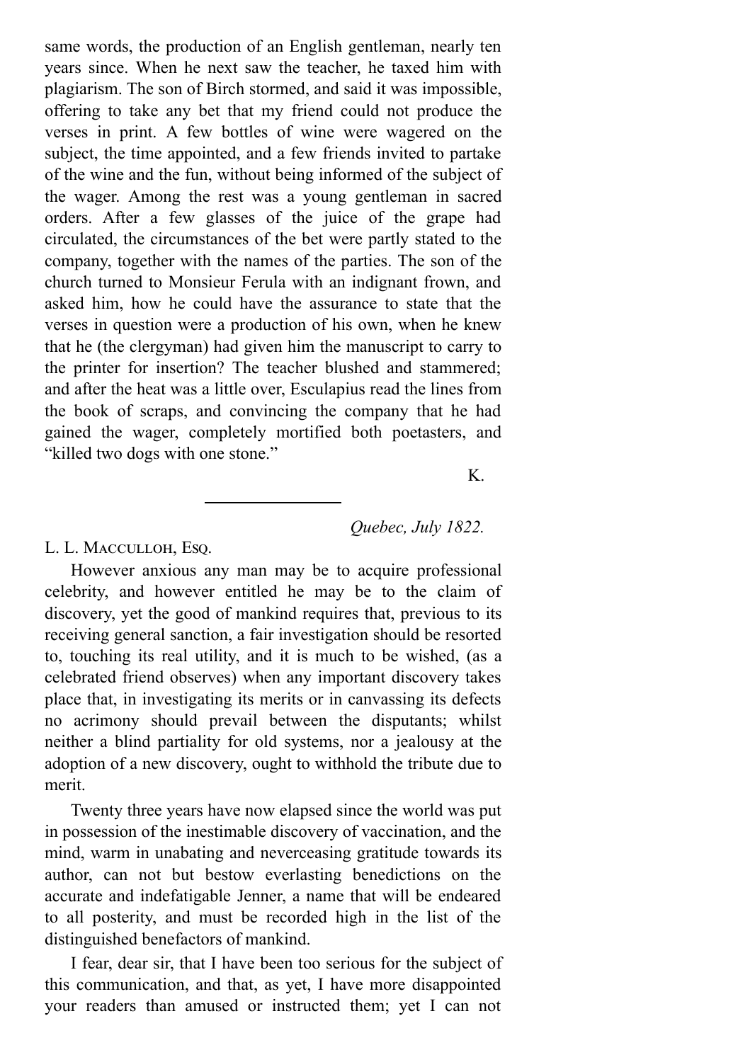same words, the production of an English gentleman, nearly ten years since. When he next saw the teacher, he taxed him with plagiarism. The son of Birch stormed, and said it was impossible, offering to take any bet that my friend could not produce the verses in print. A few bottles of wine were wagered on the subject, the time appointed, and a few friends invited to partake of the wine and the fun, without being informed of the subject of the wager. Among the rest was a young gentleman in sacred orders. After a few glasses of the juice of the grape had circulated, the circumstances of the bet were partly stated to the company, together with the names of the parties. The son of the church turned to Monsieur Ferula with an indignant frown, and asked him, how he could have the assurance to state that the verses in question were a production of his own, when he knew that he (the clergyman) had given him the manuscript to carry to the printer for insertion? The teacher blushed and stammered; and after the heat was a little over, Esculapius read the lines from the book of scraps, and convincing the company that he had gained the wager, completely mortified both poetasters, and "killed two dogs with one stone."

K.

---

*Quebec, July 1822.*

L. L. Macculloh, Esq.

However anxious any man may be to acquire professional celebrity, and however entitled he may be to the claim of discovery, yet the good of mankind requires that, previous to its receiving general sanction, a fair investigation should be resorted to, touching its real utility, and it is much to be wished, (as a celebrated friend observes) when any important discovery takes place that, in investigating its merits or in canvassing its defects no acrimony should prevail between the disputants; whilst neither a blind partiality for old systems, nor a jealousy at the adoption of a new discovery, ought to withhold the tribute due to merit.

Twenty three years have now elapsed since the world was put in possession of the inestimable discovery of vaccination, and the mind, warm in unabating and neverceasing gratitude towards its author, can not but bestow everlasting benedictions on the accurate and indefatigable Jenner, a name that will be endeared to all posterity, and must be recorded high in the list of the distinguished benefactors of mankind.

I fear, dear sir, that I have been too serious for the subject of this communication, and that, as yet, I have more disappointed your readers than amused or instructed them; yet I can not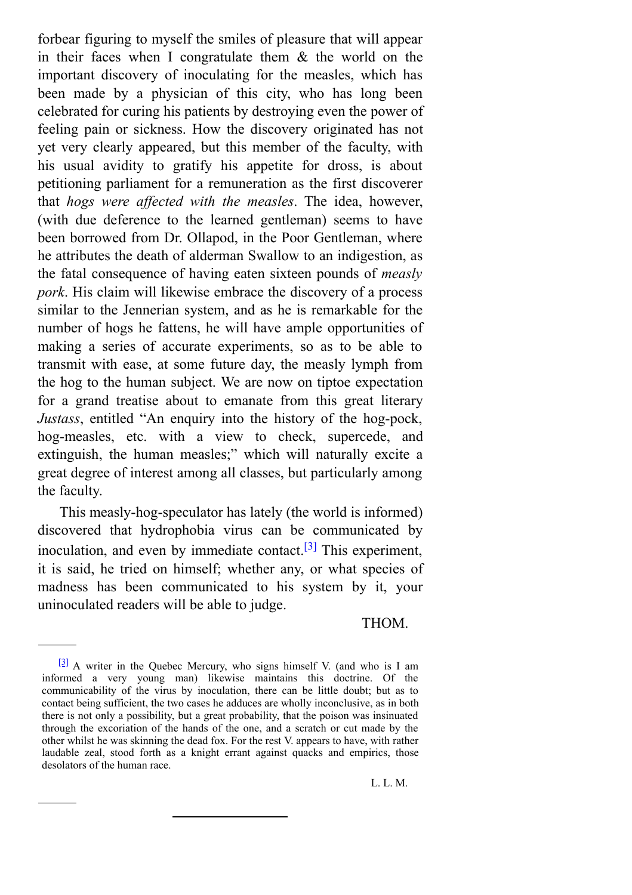forbear figuring to myself the smiles of pleasure that will appear in their faces when I congratulate them & the world on the important discovery of inoculating for the measles, which has been made by a physician of this city, who has long been celebrated for curing his patients by destroying even the power of feeling pain or sickness. How the discovery originated has not yet very clearly appeared, but this member of the faculty, with his usual avidity to gratify his appetite for dross, is about petitioning parliament for a remuneration as the first discoverer that *hogs were affected with the measles*. The idea, however, (with due deference to the learned gentleman) seems to have been borrowed from Dr. Ollapod, in the Poor Gentleman, where he attributes the death of alderman Swallow to an indigestion, as the fatal consequence of having eaten sixteen pounds of *measly pork*. His claim will likewise embrace the discovery of a process similar to the Jennerian system, and as he is remarkable for the number of hogs he fattens, he will have ample opportunities of making a series of accurate experiments, so as to be able to transmit with ease, at some future day, the measly lymph from the hog to the human subject. We are now on tiptoe expectation for a grand treatise about to emanate from this great literary *Justass*, entitled "An enquiry into the history of the hog-pock, hog-measles, etc. with a view to check, supercede, and extinguish, the human measles;" which will naturally excite a great degree of interest among all classes, but particularly among the faculty.

This measly-hog-speculator has lately (the world is informed) discovered that hydrophobia virus can be communicated by inoculation, and even by immediate contact.[3] This experiment, it is said, he tried on himself; whether any, or what species of madness has been communicated to his system by it, your uninoculated readers will be able to judge.

THOM.

---

[3] A writer in the Quebec Mercury, who signs himself V. (and who is I am informed a very young man) likewise maintains this doctrine. Of the communicability of the virus by inoculation, there can be little doubt; but as to contact being sufficient, the two cases he adduces are wholly inconclusive, as in both there is not only a possibility, but a great probability, that the poison was insinuated through the excoriation of the hands of the one, and a scratch or cut made by the other whilst he was skinning the dead fox. For the rest V. appears to have, with rather laudable zeal, stood forth as a knight errant against quacks and empirics, those desolators of the human race.

L. L. M.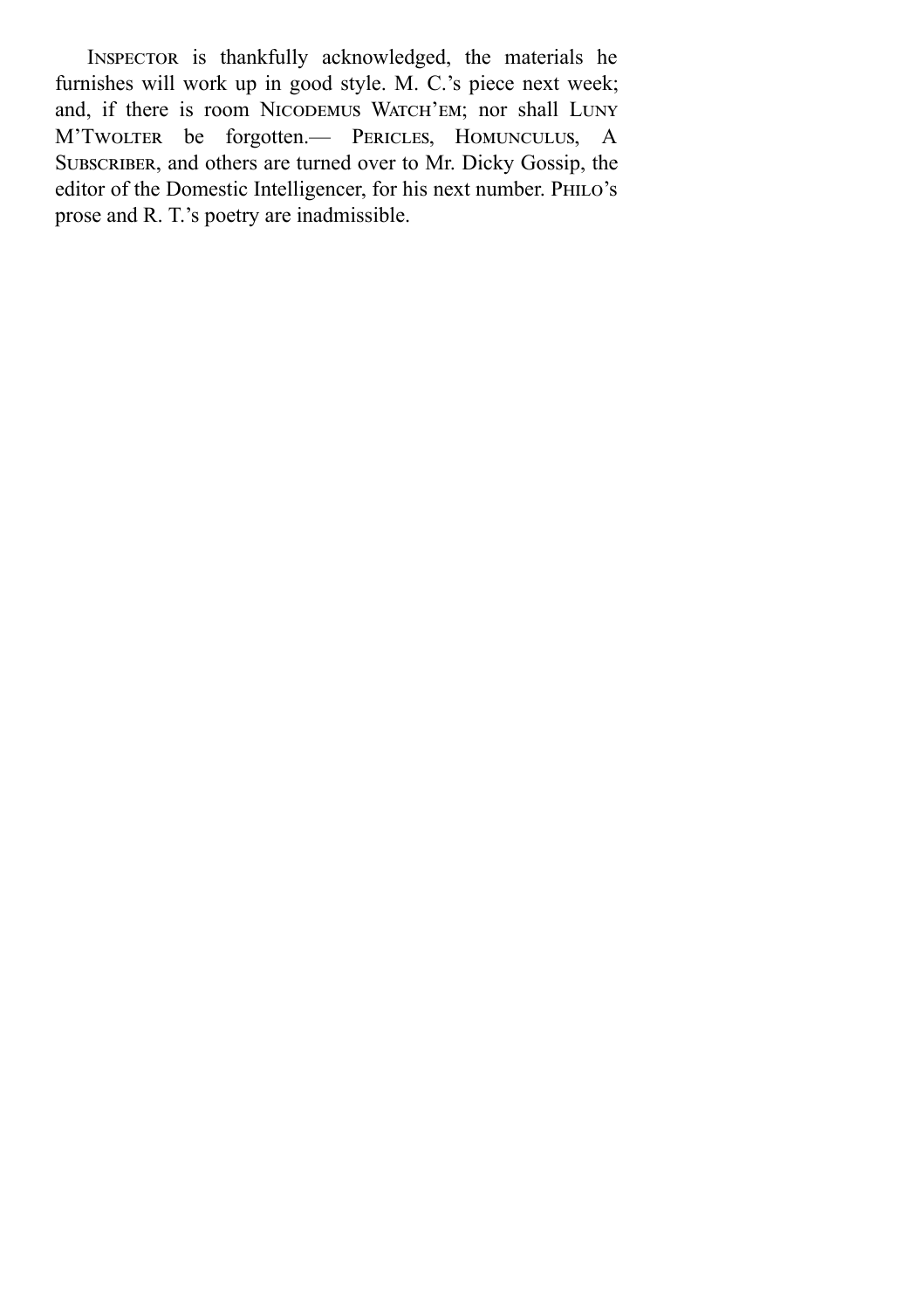Inspector is thankfully acknowledged, the materials he furnishes will work up in good style. M. C.'s piece next week; and, if there is room Nicodemus Watch'em; nor shall Luny M'Twolter be forgotten.— Pericles, Homunculus, A Subscriber, and others are turned over to Mr. Dicky Gossip, the editor of the Domestic Intelligencer, for his next number. Philo's prose and R. T.'s poetry are inadmissible.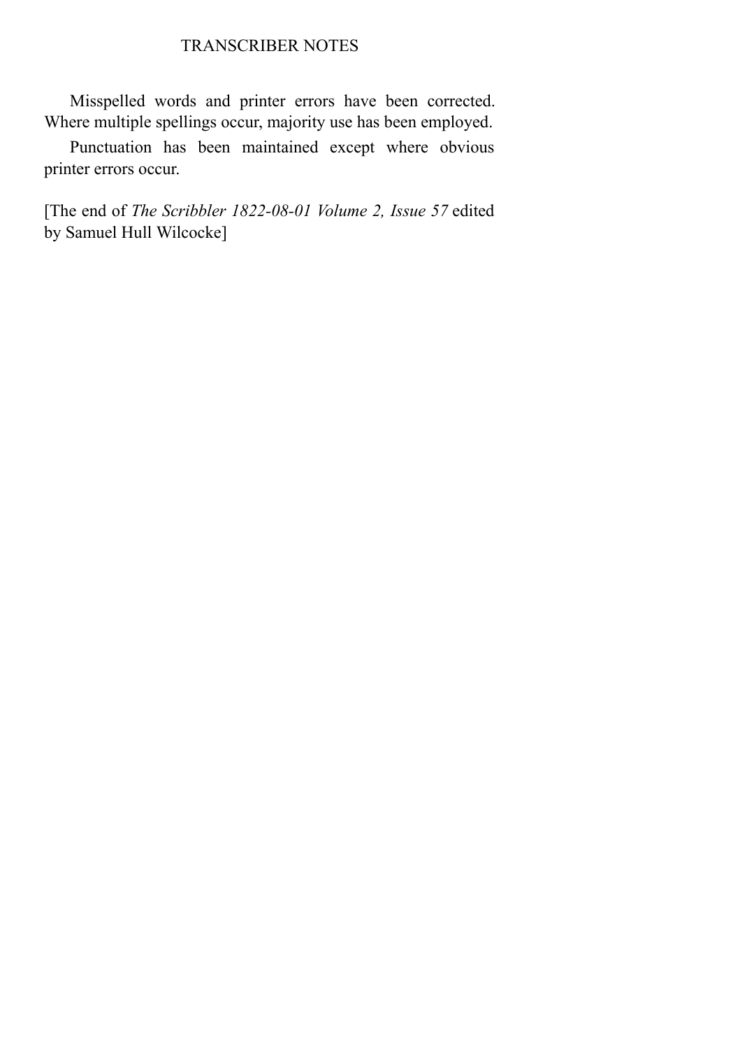## TRANSCRIBER NOTES

Misspelled words and printer errors have been corrected. Where multiple spellings occur, majority use has been employed.

Punctuation has been maintained except where obvious printer errors occur.

[The end of *The Scribbler 1822-08-01 Volume 2, Issue 57* edited by Samuel Hull Wilcocke]